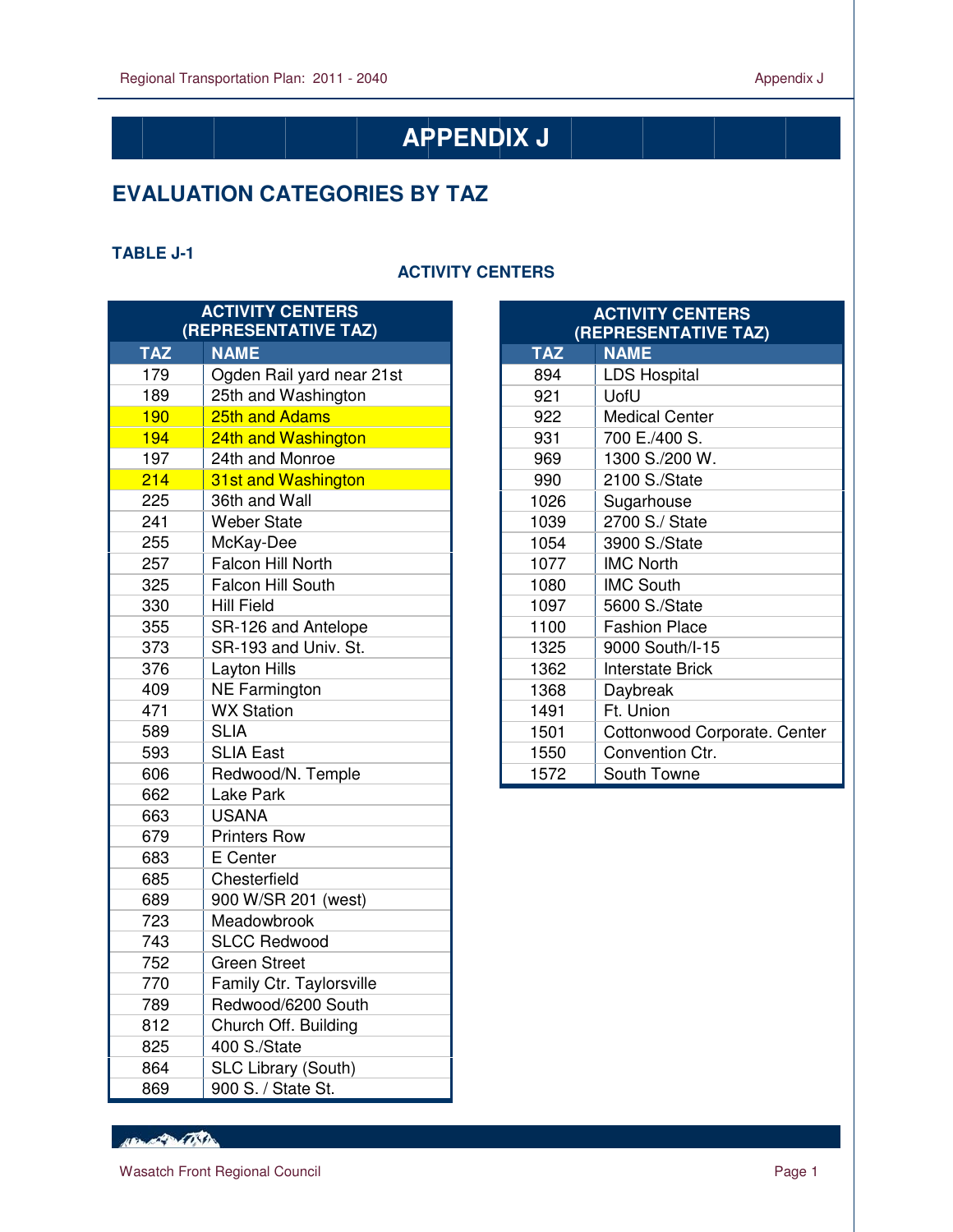# APPENDIX J

## EVALUATION CATEGORIES BY TAZ

**TABLE J-1**

### ACTIVITY CENTERS

| ACTIVITY CENTERS (REPRESENTATIVE TAZ) | |
|---|---|
| **TAZ** | **NAME** |
| 179 | Ogden Rail yard near 21st |
| 189 | 25th and Washington |
| 190 | 25th and Adams |
| 194 | 24th and Washington |
| 197 | 24th and Monroe |
| 214 | 31st and Washington |
| 225 | 36th and Wall |
| 241 | Weber State |
| 255 | McKay-Dee |
| 257 | Falcon Hill North |
| 325 | Falcon Hill South |
| 330 | Hill Field |
| 355 | SR-126 and Antelope |
| 373 | SR-193 and Univ. St. |
| 376 | Layton Hills |
| 409 | NE Farmington |
| 471 | WX Station |
| 589 | SLIA |
| 593 | SLIA East |
| 606 | Redwood/N. Temple |
| 662 | Lake Park |
| 663 | USANA |
| 679 | Printers Row |
| 683 | E Center |
| 685 | Chesterfield |
| 689 | 900 W/SR 201 (west) |
| 723 | Meadowbrook |
| 743 | SLCC Redwood |
| 752 | Green Street |
| 770 | Family Ctr. Taylorsville |
| 789 | Redwood/6200 South |
| 812 | Church Off. Building |
| 825 | 400 S./State |
| 864 | SLC Library (South) |
| 869 | 900 S. / State St. |

| ACTIVITY CENTERS (REPRESENTATIVE TAZ) | |
|---|---|
| **TAZ** | **NAME** |
| 894 | LDS Hospital |
| 921 | UofU |
| 922 | Medical Center |
| 931 | 700 E./400 S. |
| 969 | 1300 S./200 W. |
| 990 | 2100 S./State |
| 1026 | Sugarhouse |
| 1039 | 2700 S./ State |
| 1054 | 3900 S./State |
| 1077 | IMC North |
| 1080 | IMC South |
| 1097 | 5600 S./State |
| 1100 | Fashion Place |
| 1325 | 9000 South/I-15 |
| 1362 | Interstate Brick |
| 1368 | Daybreak |
| 1491 | Ft. Union |
| 1501 | Cottonwood Corporate. Center |
| 1550 | Convention Ctr. |
| 1572 | South Towne |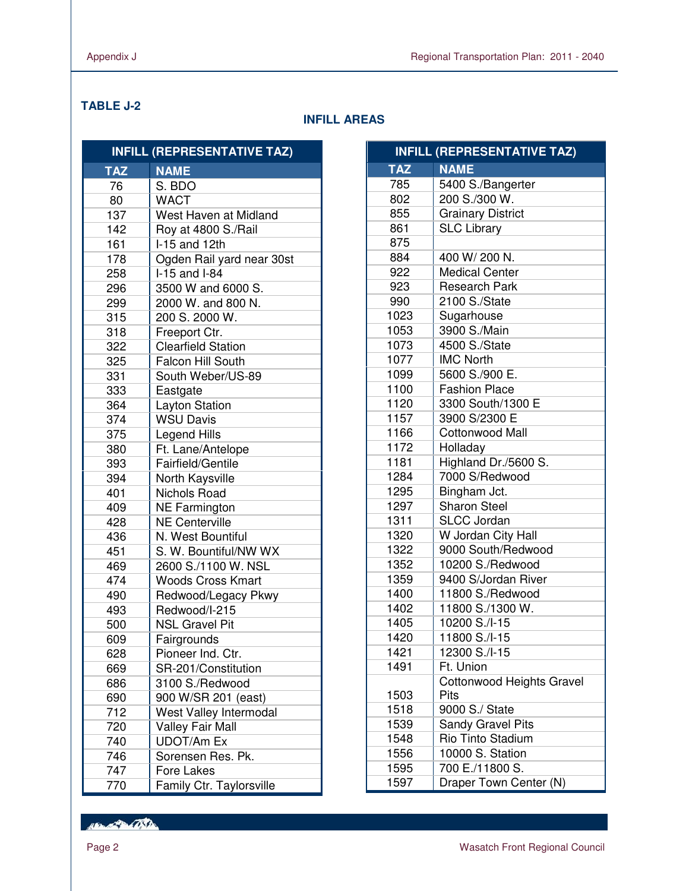**TABLE J-2**

### INFILL AREAS

| INFILL (REPRESENTATIVE TAZ) | |
|---|---|
| **TAZ** | **NAME** |
| 76 | S. BDO |
| 80 | WACT |
| 137 | West Haven at Midland |
| 142 | Roy at 4800 S./Rail |
| 161 | I-15 and 12th |
| 178 | Ogden Rail yard near 30st |
| 258 | I-15 and I-84 |
| 296 | 3500 W and 6000 S. |
| 299 | 2000 W. and 800 N. |
| 315 | 200 S. 2000 W. |
| 318 | Freeport Ctr. |
| 322 | Clearfield Station |
| 325 | Falcon Hill South |
| 331 | South Weber/US-89 |
| 333 | Eastgate |
| 364 | Layton Station |
| 374 | WSU Davis |
| 375 | Legend Hills |
| 380 | Ft. Lane/Antelope |
| 393 | Fairfield/Gentile |
| 394 | North Kaysville |
| 401 | Nichols Road |
| 409 | NE Farmington |
| 428 | NE Centerville |
| 436 | N. West Bountiful |
| 451 | S. W. Bountiful/NW WX |
| 469 | 2600 S./1100 W. NSL |
| 474 | Woods Cross Kmart |
| 490 | Redwood/Legacy Pkwy |
| 493 | Redwood/I-215 |
| 500 | NSL Gravel Pit |
| 609 | Fairgrounds |
| 628 | Pioneer Ind. Ctr. |
| 669 | SR-201/Constitution |
| 686 | 3100 S./Redwood |
| 690 | 900 W/SR 201 (east) |
| 712 | West Valley Intermodal |
| 720 | Valley Fair Mall |
| 740 | UDOT/Am Ex |
| 746 | Sorensen Res. Pk. |
| 747 | Fore Lakes |
| 770 | Family Ctr. Taylorsville |

| INFILL (REPRESENTATIVE TAZ) | |
|---|---|
| **TAZ** | **NAME** |
| 785 | 5400 S./Bangerter |
| 802 | 200 S./300 W. |
| 855 | Grainary District |
| 861 | SLC Library |
| 875 | |
| 884 | 400 W/ 200 N. |
| 922 | Medical Center |
| 923 | Research Park |
| 990 | 2100 S./State |
| 1023 | Sugarhouse |
| 1053 | 3900 S./Main |
| 1073 | 4500 S./State |
| 1077 | IMC North |
| 1099 | 5600 S./900 E. |
| 1100 | Fashion Place |
| 1120 | 3300 South/1300 E |
| 1157 | 3900 S/2300 E |
| 1166 | Cottonwood Mall |
| 1172 | Holladay |
| 1181 | Highland Dr./5600 S. |
| 1284 | 7000 S/Redwood |
| 1295 | Bingham Jct. |
| 1297 | Sharon Steel |
| 1311 | SLCC Jordan |
| 1320 | W Jordan City Hall |
| 1322 | 9000 South/Redwood |
| 1352 | 10200 S./Redwood |
| 1359 | 9400 S/Jordan River |
| 1400 | 11800 S./Redwood |
| 1402 | 11800 S./1300 W. |
| 1405 | 10200 S./I-15 |
| 1420 | 11800 S./I-15 |
| 1421 | 12300 S./I-15 |
| 1491 | Ft. Union |
| 1503 | Cottonwood Heights Gravel Pits |
| 1518 | 9000 S./ State |
| 1539 | Sandy Gravel Pits |
| 1548 | Rio Tinto Stadium |
| 1556 | 10000 S. Station |
| 1595 | 700 E./11800 S. |
| 1597 | Draper Town Center (N) |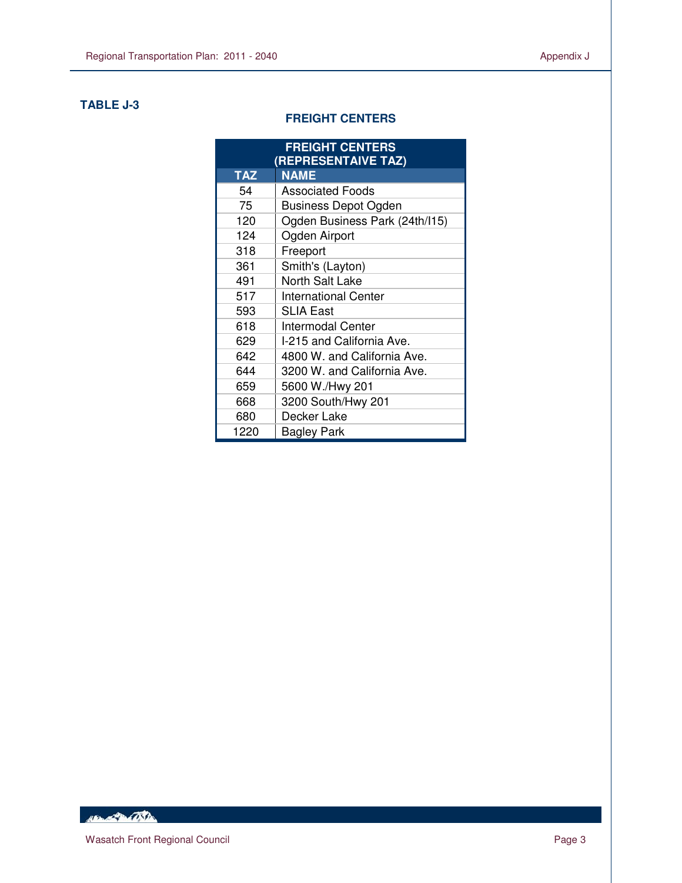**TABLE J-3**

**FREIGHT CENTERS**

| FREIGHT CENTERS (REPRESENTAIVE TAZ) | |
|---|---|
| **TAZ** | **NAME** |
| 54 | Associated Foods |
| 75 | Business Depot Ogden |
| 120 | Ogden Business Park (24th/I15) |
| 124 | Ogden Airport |
| 318 | Freeport |
| 361 | Smith's (Layton) |
| 491 | North Salt Lake |
| 517 | International Center |
| 593 | SLIA East |
| 618 | Intermodal Center |
| 629 | I-215 and California Ave. |
| 642 | 4800 W. and California Ave. |
| 644 | 3200 W. and California Ave. |
| 659 | 5600 W./Hwy 201 |
| 668 | 3200 South/Hwy 201 |
| 680 | Decker Lake |
| 1220 | Bagley Park |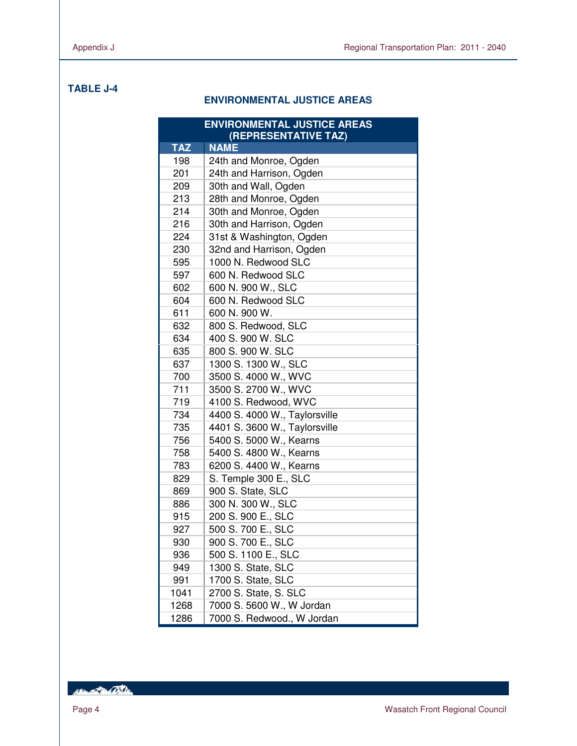**TABLE J-4**

## ENVIRONMENTAL JUSTICE AREAS

| ENVIRONMENTAL JUSTICE AREAS (REPRESENTATIVE TAZ) | |
|---|---|
| **TAZ** | **NAME** |
| 198 | 24th and Monroe, Ogden |
| 201 | 24th and Harrison, Ogden |
| 209 | 30th and Wall, Ogden |
| 213 | 28th and Monroe, Ogden |
| 214 | 30th and Monroe, Ogden |
| 216 | 30th and Harrison, Ogden |
| 224 | 31st & Washington, Ogden |
| 230 | 32nd and Harrison, Ogden |
| 595 | 1000 N. Redwood SLC |
| 597 | 600 N. Redwood SLC |
| 602 | 600 N. 900 W., SLC |
| 604 | 600 N. Redwood SLC |
| 611 | 600 N. 900 W. |
| 632 | 800 S. Redwood, SLC |
| 634 | 400 S. 900 W. SLC |
| 635 | 800 S. 900 W. SLC |
| 637 | 1300 S. 1300 W., SLC |
| 700 | 3500 S. 4000 W., WVC |
| 711 | 3500 S. 2700 W., WVC |
| 719 | 4100 S. Redwood, WVC |
| 734 | 4400 S. 4000 W., Taylorsville |
| 735 | 4401 S. 3600 W., Taylorsville |
| 756 | 5400 S. 5000 W., Kearns |
| 758 | 5400 S. 4800 W., Kearns |
| 783 | 6200 S. 4400 W., Kearns |
| 829 | S. Temple 300 E., SLC |
| 869 | 900 S. State, SLC |
| 886 | 300 N. 300 W., SLC |
| 915 | 200 S. 900 E., SLC |
| 927 | 500 S. 700 E., SLC |
| 930 | 900 S. 700 E., SLC |
| 936 | 500 S. 1100 E., SLC |
| 949 | 1300 S. State, SLC |
| 991 | 1700 S. State, SLC |
| 1041 | 2700 S. State, S. SLC |
| 1268 | 7000 S. 5600 W., W Jordan |
| 1286 | 7000 S. Redwood., W Jordan |